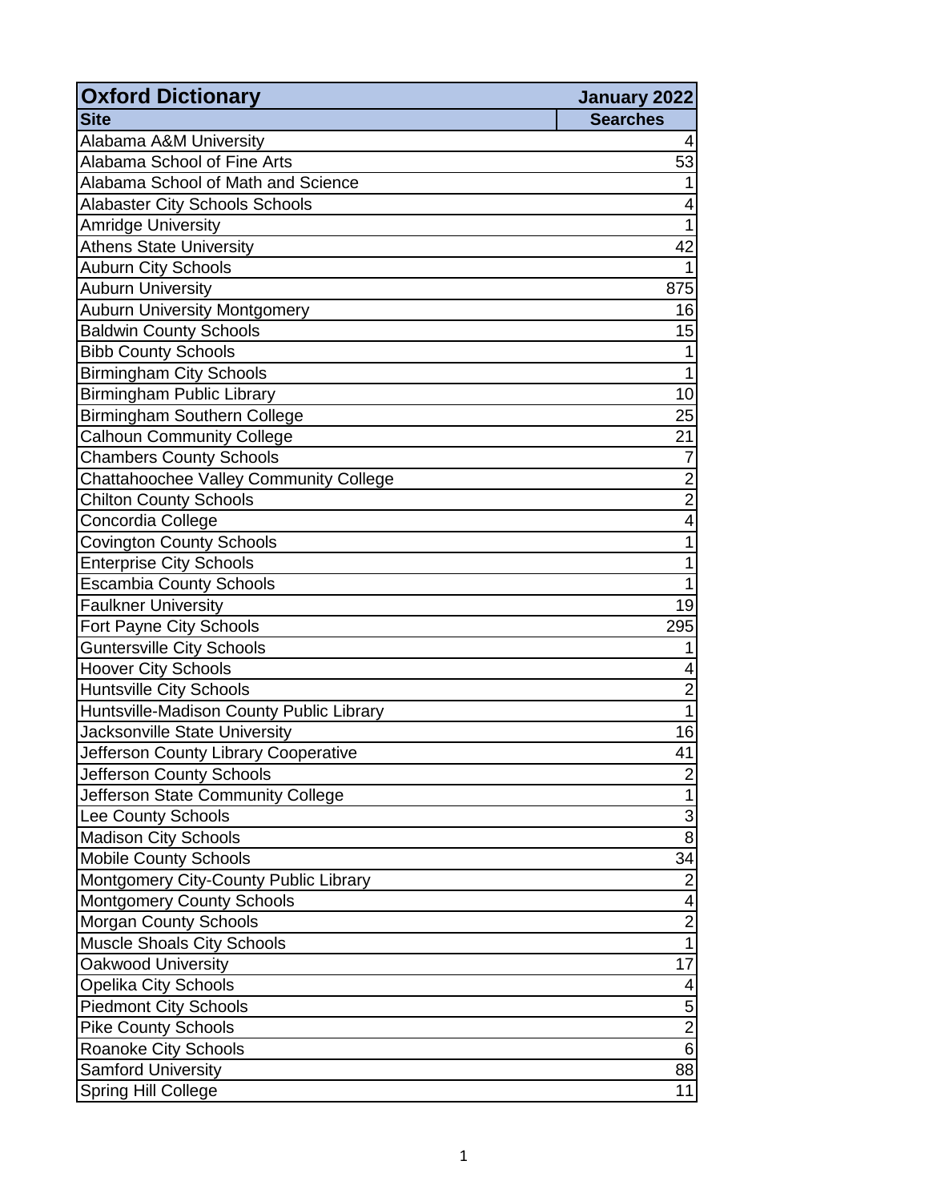| Oxford Dictionary | January 2022 |
| --- | --- |
| **Site** | **Searches** |
| Alabama A&M University | 4 |
| Alabama School of Fine Arts | 53 |
| Alabama School of Math and Science | 1 |
| Alabaster City Schools Schools | 4 |
| Amridge University | 1 |
| Athens State University | 42 |
| Auburn City Schools | 1 |
| Auburn University | 875 |
| Auburn University Montgomery | 16 |
| Baldwin County Schools | 15 |
| Bibb County Schools | 1 |
| Birmingham City Schools | 1 |
| Birmingham Public Library | 10 |
| Birmingham Southern College | 25 |
| Calhoun Community College | 21 |
| Chambers County Schools | 7 |
| Chattahoochee Valley Community College | 2 |
| Chilton County Schools | 2 |
| Concordia College | 4 |
| Covington County Schools | 1 |
| Enterprise City Schools | 1 |
| Escambia County Schools | 1 |
| Faulkner University | 19 |
| Fort Payne City Schools | 295 |
| Guntersville City Schools | 1 |
| Hoover City Schools | 4 |
| Huntsville City Schools | 2 |
| Huntsville-Madison County Public Library | 1 |
| Jacksonville State University | 16 |
| Jefferson County Library Cooperative | 41 |
| Jefferson County Schools | 2 |
| Jefferson State Community College | 1 |
| Lee County Schools | 3 |
| Madison City Schools | 8 |
| Mobile County Schools | 34 |
| Montgomery City-County Public Library | 2 |
| Montgomery County Schools | 4 |
| Morgan County Schools | 2 |
| Muscle Shoals City Schools | 1 |
| Oakwood University | 17 |
| Opelika City Schools | 4 |
| Piedmont City Schools | 5 |
| Pike County Schools | 2 |
| Roanoke City Schools | 6 |
| Samford University | 88 |
| Spring Hill College | 11 |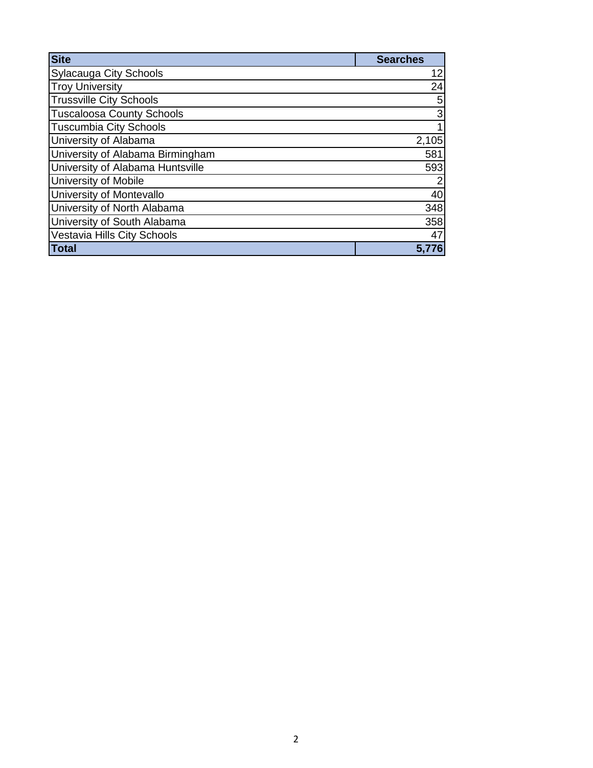| Site | Searches |
| --- | --- |
| Sylacauga City Schools | 12 |
| Troy University | 24 |
| Trussville City Schools | 5 |
| Tuscaloosa County Schools | 3 |
| Tuscumbia City Schools | 1 |
| University of Alabama | 2,105 |
| University of Alabama Birmingham | 581 |
| University of Alabama Huntsville | 593 |
| University of Mobile | 2 |
| University of Montevallo | 40 |
| University of North Alabama | 348 |
| University of South Alabama | 358 |
| Vestavia Hills City Schools | 47 |
| **Total** | **5,776** |